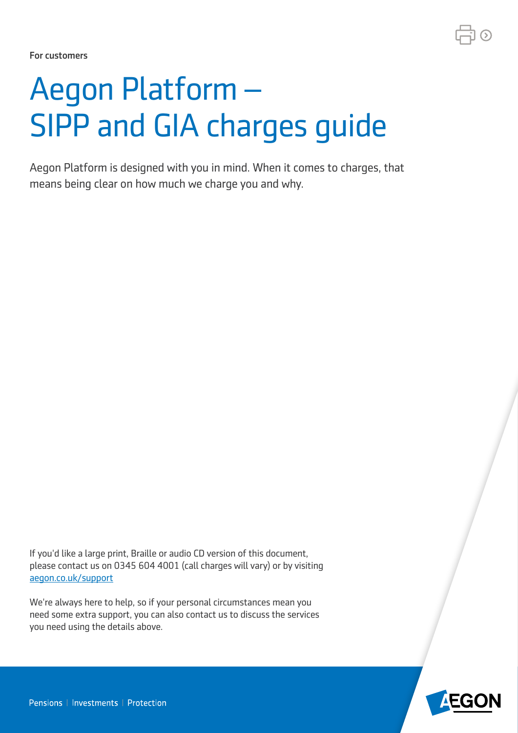For customers

# Aegon Platform – SIPP and GIA charges guide

Aegon Platform is designed with you in mind. When it comes to charges, that means being clear on how much we charge you and why.

If you'd like a large print, Braille or audio CD version of this document, please contact us on 0345 604 4001 (call charges will vary) or by visiting aegon.co.uk/support

We're always here to help, so if your personal circumstances mean you need some extra support, you can also contact us to discuss the services you need using the details above.

Pensions | Investments | Protection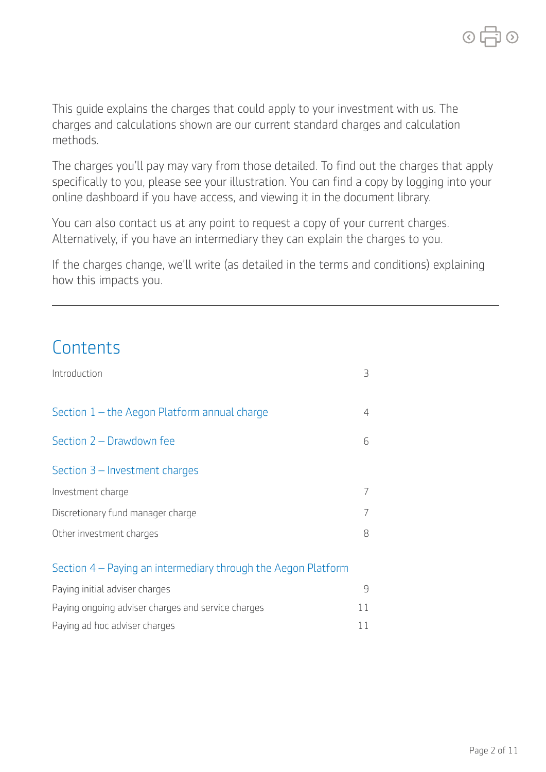This guide explains the charges that could apply to your investment with us. The charges and calculations shown are our current standard charges and calculation methods.

The charges you'll pay may vary from those detailed. To find out the charges that apply specifically to you, please see your illustration. You can find a copy by logging into your online dashboard if you have access, and viewing it in the document library.

You can also contact us at any point to request a copy of your current charges. Alternatively, if you have an intermediary they can explain the charges to you.

If the charges change, we'll write (as detailed in the terms and conditions) explaining how this impacts you.

---

## Contents

| | |
|---|---|
| Introduction | 3 |
| Section 1 – the Aegon Platform annual charge | 4 |
| Section 2 – Drawdown fee | 6 |
| **Section 3 – Investment charges** | |
| Investment charge | 7 |
| Discretionary fund manager charge | 7 |
| Other investment charges | 8 |
| **Section 4 – Paying an intermediary through the Aegon Platform** | |
| Paying initial adviser charges | 9 |
| Paying ongoing adviser charges and service charges | 11 |
| Paying ad hoc adviser charges | 11 |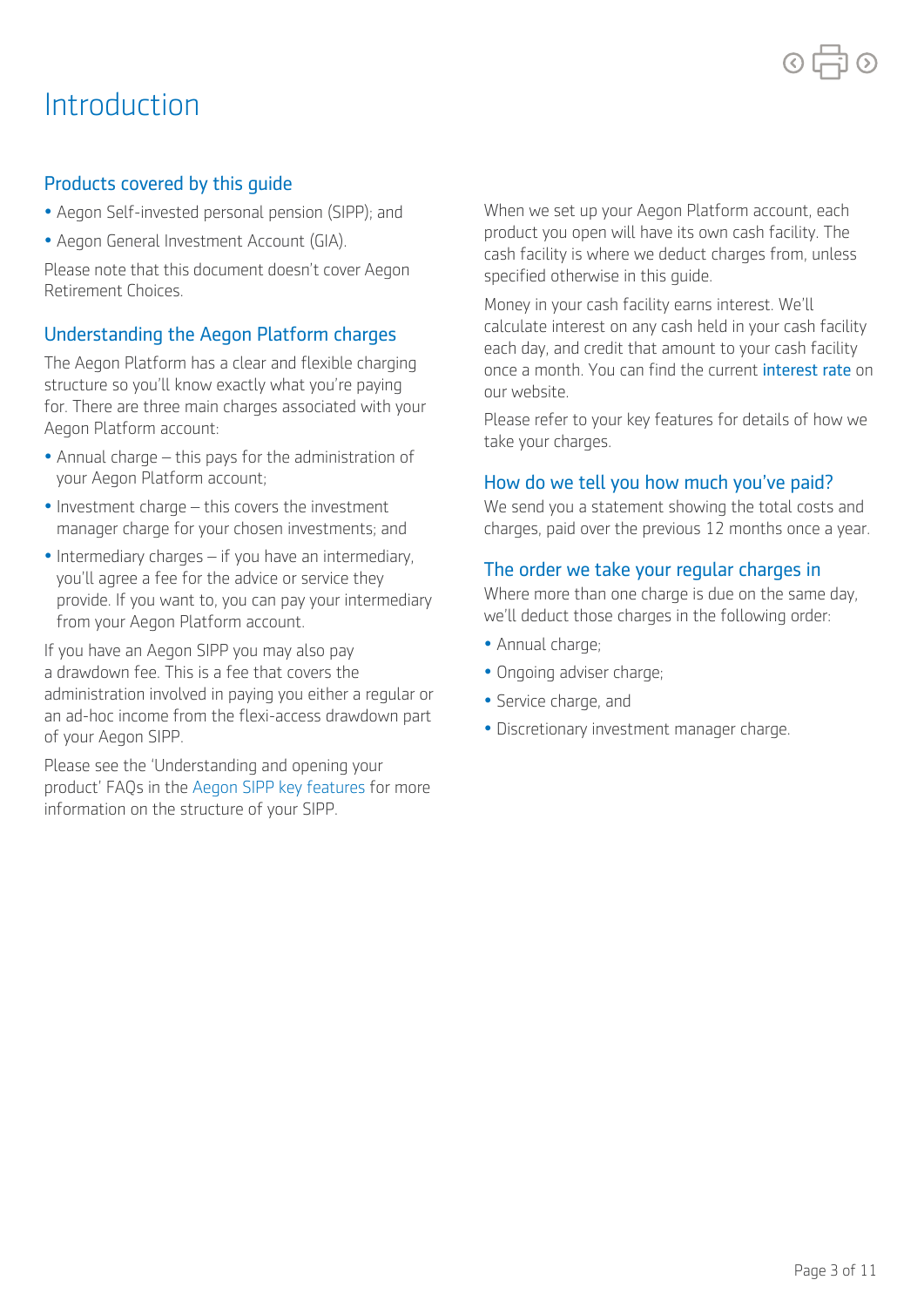# Introduction

## Products covered by this guide

- Aegon Self-invested personal pension (SIPP); and
- Aegon General Investment Account (GIA).

Please note that this document doesn't cover Aegon Retirement Choices.

## Understanding the Aegon Platform charges

The Aegon Platform has a clear and flexible charging structure so you'll know exactly what you're paying for. There are three main charges associated with your Aegon Platform account:

- Annual charge – this pays for the administration of your Aegon Platform account;
- Investment charge – this covers the investment manager charge for your chosen investments; and
- Intermediary charges – if you have an intermediary, you'll agree a fee for the advice or service they provide. If you want to, you can pay your intermediary from your Aegon Platform account.

If you have an Aegon SIPP you may also pay a drawdown fee. This is a fee that covers the administration involved in paying you either a regular or an ad-hoc income from the flexi-access drawdown part of your Aegon SIPP.

Please see the 'Understanding and opening your product' FAQs in the Aegon SIPP key features for more information on the structure of your SIPP.

When we set up your Aegon Platform account, each product you open will have its own cash facility. The cash facility is where we deduct charges from, unless specified otherwise in this guide.

Money in your cash facility earns interest. We'll calculate interest on any cash held in your cash facility each day, and credit that amount to your cash facility once a month. You can find the current interest rate on our website.

Please refer to your key features for details of how we take your charges.

## How do we tell you how much you've paid?

We send you a statement showing the total costs and charges, paid over the previous 12 months once a year.

## The order we take your regular charges in

Where more than one charge is due on the same day, we'll deduct those charges in the following order:

- Annual charge;
- Ongoing adviser charge;
- Service charge, and
- Discretionary investment manager charge.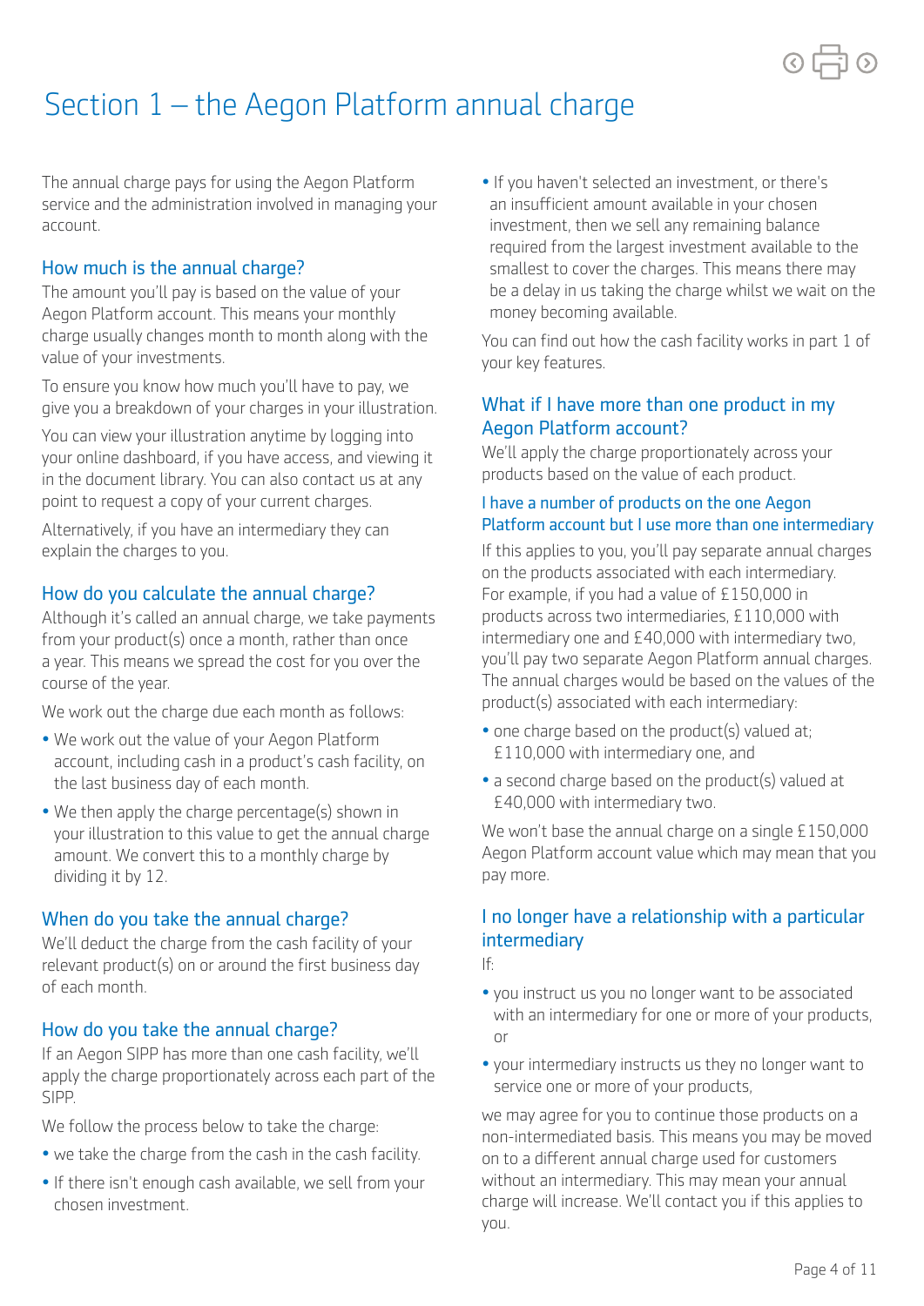# Section 1 – the Aegon Platform annual charge

The annual charge pays for using the Aegon Platform service and the administration involved in managing your account.

## How much is the annual charge?

The amount you'll pay is based on the value of your Aegon Platform account. This means your monthly charge usually changes month to month along with the value of your investments.

To ensure you know how much you'll have to pay, we give you a breakdown of your charges in your illustration.

You can view your illustration anytime by logging into your online dashboard, if you have access, and viewing it in the document library. You can also contact us at any point to request a copy of your current charges.

Alternatively, if you have an intermediary they can explain the charges to you.

## How do you calculate the annual charge?

Although it's called an annual charge, we take payments from your product(s) once a month, rather than once a year. This means we spread the cost for you over the course of the year.

We work out the charge due each month as follows:

- We work out the value of your Aegon Platform account, including cash in a product's cash facility, on the last business day of each month.
- We then apply the charge percentage(s) shown in your illustration to this value to get the annual charge amount. We convert this to a monthly charge by dividing it by 12.

## When do you take the annual charge?

We'll deduct the charge from the cash facility of your relevant product(s) on or around the first business day of each month.

## How do you take the annual charge?

If an Aegon SIPP has more than one cash facility, we'll apply the charge proportionately across each part of the SIPP.

We follow the process below to take the charge:

- we take the charge from the cash in the cash facility.
- If there isn't enough cash available, we sell from your chosen investment.
- If you haven't selected an investment, or there's an insufficient amount available in your chosen investment, then we sell any remaining balance required from the largest investment available to the smallest to cover the charges. This means there may be a delay in us taking the charge whilst we wait on the money becoming available.

You can find out how the cash facility works in part 1 of your key features.

## What if I have more than one product in my Aegon Platform account?

We'll apply the charge proportionately across your products based on the value of each product.

### I have a number of products on the one Aegon Platform account but I use more than one intermediary

If this applies to you, you'll pay separate annual charges on the products associated with each intermediary. For example, if you had a value of £150,000 in products across two intermediaries, £110,000 with intermediary one and £40,000 with intermediary two, you'll pay two separate Aegon Platform annual charges. The annual charges would be based on the values of the product(s) associated with each intermediary:

- one charge based on the product(s) valued at; £110,000 with intermediary one, and
- a second charge based on the product(s) valued at £40,000 with intermediary two.

We won't base the annual charge on a single £150,000 Aegon Platform account value which may mean that you pay more.

## I no longer have a relationship with a particular intermediary

If:

- you instruct us you no longer want to be associated with an intermediary for one or more of your products, or
- your intermediary instructs us they no longer want to service one or more of your products,

we may agree for you to continue those products on a non-intermediated basis. This means you may be moved on to a different annual charge used for customers without an intermediary. This may mean your annual charge will increase. We'll contact you if this applies to you.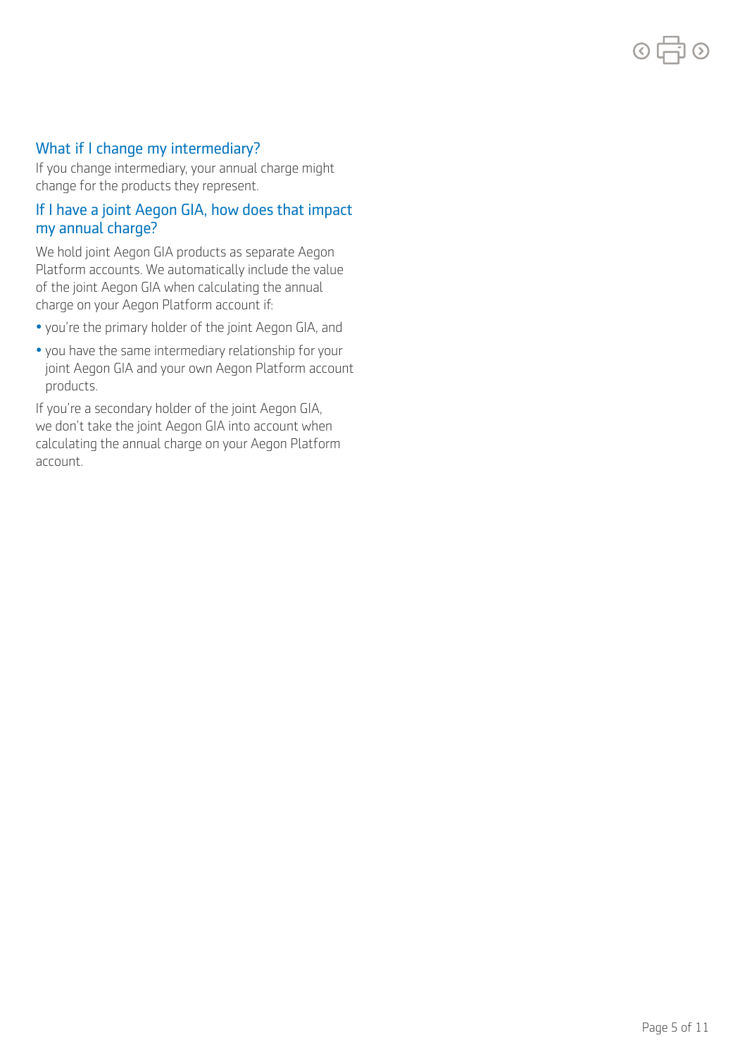### What if I change my intermediary?

If you change intermediary, your annual charge might change for the products they represent.

### If I have a joint Aegon GIA, how does that impact my annual charge?

We hold joint Aegon GIA products as separate Aegon Platform accounts. We automatically include the value of the joint Aegon GIA when calculating the annual charge on your Aegon Platform account if:

- you're the primary holder of the joint Aegon GIA, and
- you have the same intermediary relationship for your joint Aegon GIA and your own Aegon Platform account products.

If you're a secondary holder of the joint Aegon GIA, we don't take the joint Aegon GIA into account when calculating the annual charge on your Aegon Platform account.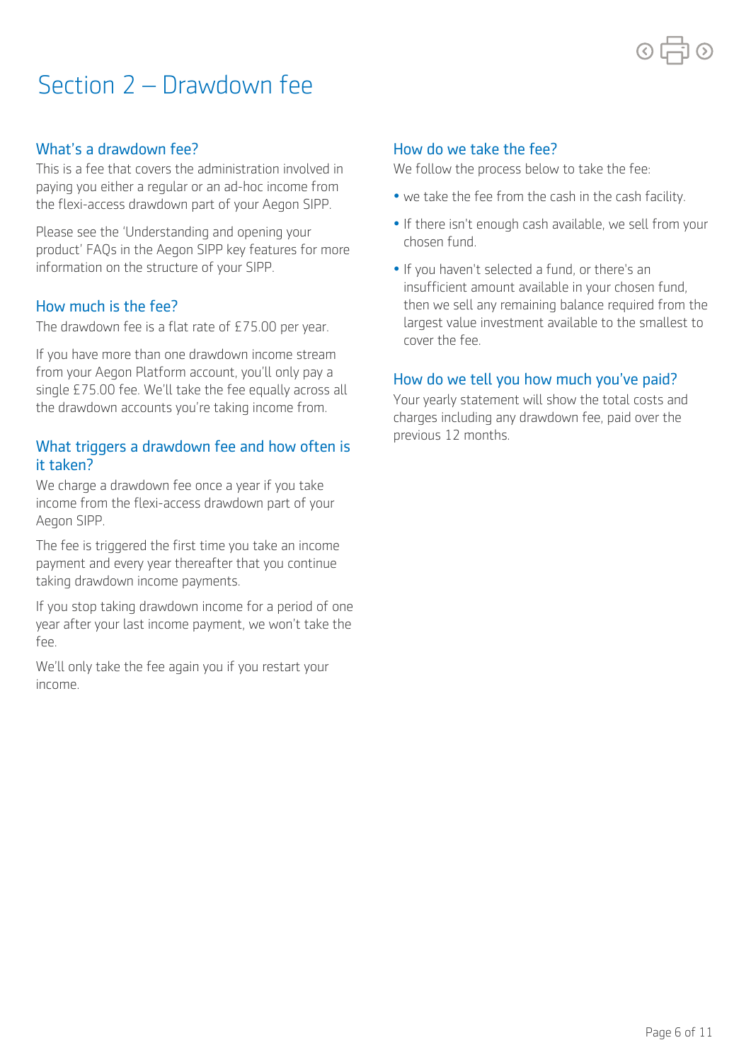# Section 2 – Drawdown fee

## What's a drawdown fee?

This is a fee that covers the administration involved in paying you either a regular or an ad-hoc income from the flexi-access drawdown part of your Aegon SIPP.

Please see the 'Understanding and opening your product' FAQs in the Aegon SIPP key features for more information on the structure of your SIPP.

## How much is the fee?

The drawdown fee is a flat rate of £75.00 per year.

If you have more than one drawdown income stream from your Aegon Platform account, you'll only pay a single £75.00 fee. We'll take the fee equally across all the drawdown accounts you're taking income from.

## What triggers a drawdown fee and how often is it taken?

We charge a drawdown fee once a year if you take income from the flexi-access drawdown part of your Aegon SIPP.

The fee is triggered the first time you take an income payment and every year thereafter that you continue taking drawdown income payments.

If you stop taking drawdown income for a period of one year after your last income payment, we won't take the fee.

We'll only take the fee again you if you restart your income.

## How do we take the fee?

We follow the process below to take the fee:

- we take the fee from the cash in the cash facility.
- If there isn't enough cash available, we sell from your chosen fund.
- If you haven't selected a fund, or there's an insufficient amount available in your chosen fund, then we sell any remaining balance required from the largest value investment available to the smallest to cover the fee.

## How do we tell you how much you've paid?

Your yearly statement will show the total costs and charges including any drawdown fee, paid over the previous 12 months.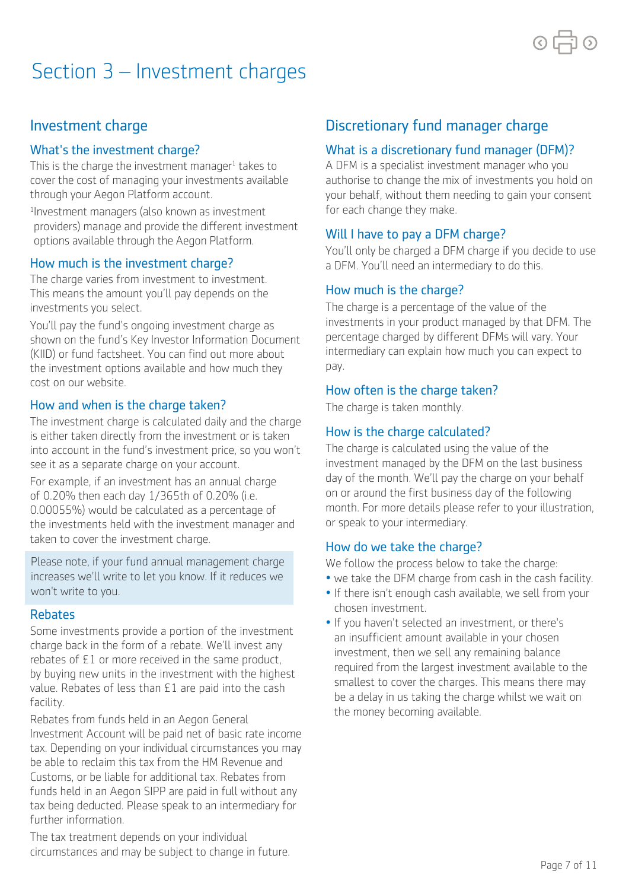# Section 3 – Investment charges

## Investment charge

### What's the investment charge?

This is the charge the investment manager[1] takes to cover the cost of managing your investments available through your Aegon Platform account.

[1]Investment managers (also known as investment providers) manage and provide the different investment options available through the Aegon Platform.

### How much is the investment charge?

The charge varies from investment to investment. This means the amount you'll pay depends on the investments you select.

You'll pay the fund's ongoing investment charge as shown on the fund's Key Investor Information Document (KIID) or fund factsheet. You can find out more about the investment options available and how much they cost on our website.

### How and when is the charge taken?

The investment charge is calculated daily and the charge is either taken directly from the investment or is taken into account in the fund's investment price, so you won't see it as a separate charge on your account.

For example, if an investment has an annual charge of 0.20% then each day 1/365th of 0.20% (i.e. 0.00055%) would be calculated as a percentage of the investments held with the investment manager and taken to cover the investment charge.

Please note, if your fund annual management charge increases we'll write to let you know. If it reduces we won't write to you.

### Rebates

Some investments provide a portion of the investment charge back in the form of a rebate. We'll invest any rebates of £1 or more received in the same product, by buying new units in the investment with the highest value. Rebates of less than £1 are paid into the cash facility.

Rebates from funds held in an Aegon General Investment Account will be paid net of basic rate income tax. Depending on your individual circumstances you may be able to reclaim this tax from the HM Revenue and Customs, or be liable for additional tax. Rebates from funds held in an Aegon SIPP are paid in full without any tax being deducted. Please speak to an intermediary for further information.

The tax treatment depends on your individual circumstances and may be subject to change in future.

## Discretionary fund manager charge

### What is a discretionary fund manager (DFM)?

A DFM is a specialist investment manager who you authorise to change the mix of investments you hold on your behalf, without them needing to gain your consent for each change they make.

### Will I have to pay a DFM charge?

You'll only be charged a DFM charge if you decide to use a DFM. You'll need an intermediary to do this.

### How much is the charge?

The charge is a percentage of the value of the investments in your product managed by that DFM. The percentage charged by different DFMs will vary. Your intermediary can explain how much you can expect to pay.

### How often is the charge taken?

The charge is taken monthly.

### How is the charge calculated?

The charge is calculated using the value of the investment managed by the DFM on the last business day of the month. We'll pay the charge on your behalf on or around the first business day of the following month. For more details please refer to your illustration, or speak to your intermediary.

### How do we take the charge?

We follow the process below to take the charge:

- we take the DFM charge from cash in the cash facility.
- If there isn't enough cash available, we sell from your chosen investment.
- If you haven't selected an investment, or there's an insufficient amount available in your chosen investment, then we sell any remaining balance required from the largest investment available to the smallest to cover the charges. This means there may be a delay in us taking the charge whilst we wait on the money becoming available.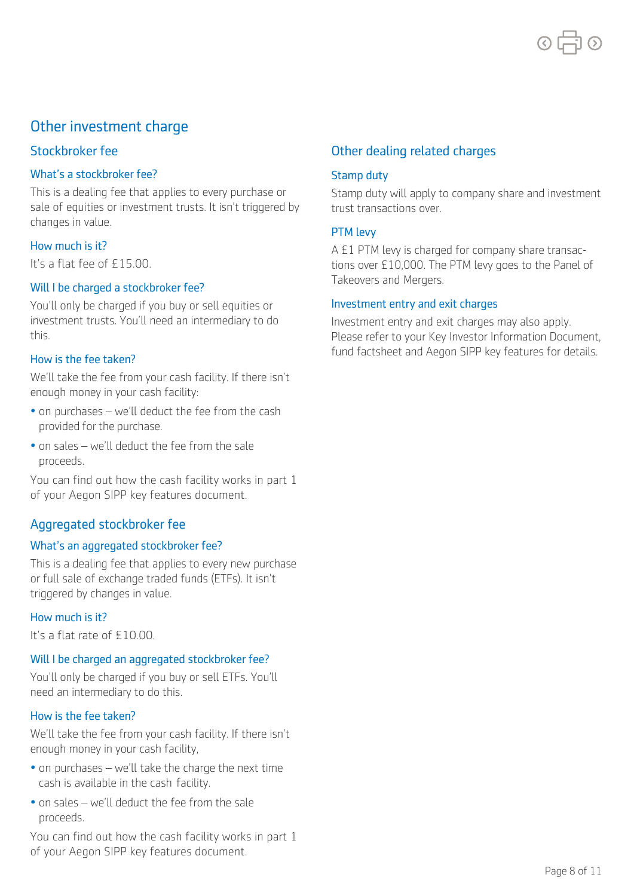# Other investment charge

## Stockbroker fee

### What's a stockbroker fee?

This is a dealing fee that applies to every purchase or sale of equities or investment trusts. It isn't triggered by changes in value.

### How much is it?

It's a flat fee of £15.00.

### Will I be charged a stockbroker fee?

You'll only be charged if you buy or sell equities or investment trusts. You'll need an intermediary to do this.

### How is the fee taken?

We'll take the fee from your cash facility. If there isn't enough money in your cash facility:

- on purchases – we'll deduct the fee from the cash provided for the purchase.
- on sales – we'll deduct the fee from the sale proceeds.

You can find out how the cash facility works in part 1 of your Aegon SIPP key features document.

## Aggregated stockbroker fee

### What's an aggregated stockbroker fee?

This is a dealing fee that applies to every new purchase or full sale of exchange traded funds (ETFs). It isn't triggered by changes in value.

### How much is it?

It's a flat rate of £10.00.

### Will I be charged an aggregated stockbroker fee?

You'll only be charged if you buy or sell ETFs. You'll need an intermediary to do this.

### How is the fee taken?

We'll take the fee from your cash facility. If there isn't enough money in your cash facility,

- on purchases – we'll take the charge the next time cash is available in the cash facility.
- on sales – we'll deduct the fee from the sale proceeds.

You can find out how the cash facility works in part 1 of your Aegon SIPP key features document.

## Other dealing related charges

### Stamp duty

Stamp duty will apply to company share and investment trust transactions over.

### PTM levy

A £1 PTM levy is charged for company share transactions over £10,000. The PTM levy goes to the Panel of Takeovers and Mergers.

### Investment entry and exit charges

Investment entry and exit charges may also apply. Please refer to your Key Investor Information Document, fund factsheet and Aegon SIPP key features for details.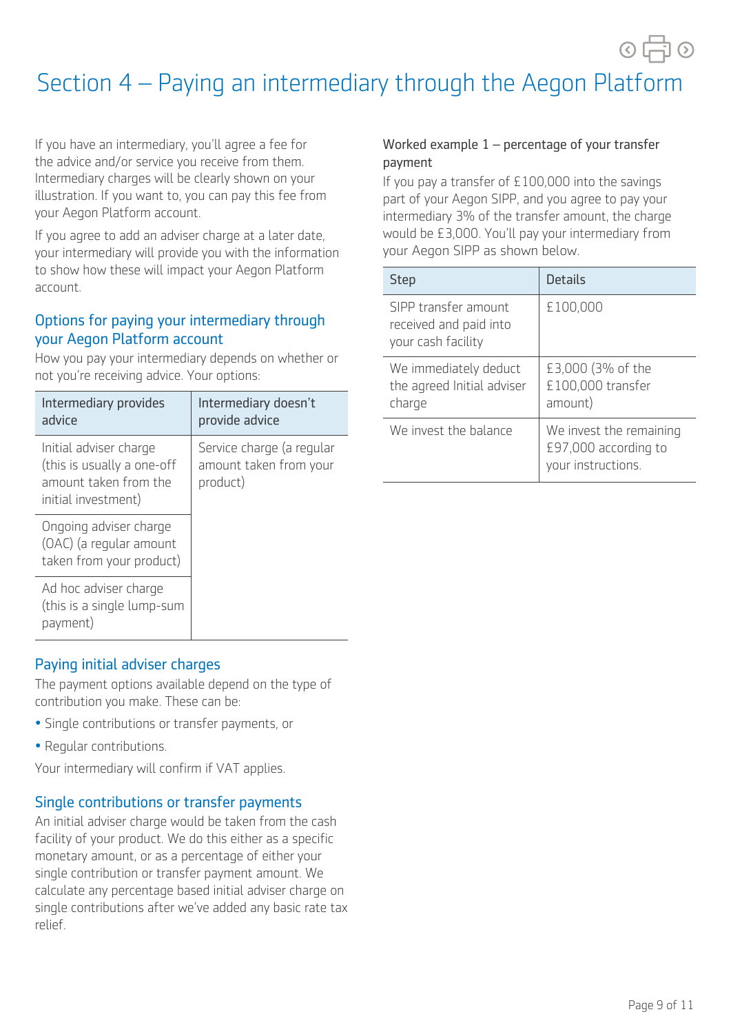# Section 4 – Paying an intermediary through the Aegon Platform

If you have an intermediary, you'll agree a fee for the advice and/or service you receive from them. Intermediary charges will be clearly shown on your illustration. If you want to, you can pay this fee from your Aegon Platform account.

If you agree to add an adviser charge at a later date, your intermediary will provide you with the information to show how these will impact your Aegon Platform account.

## Options for paying your intermediary through your Aegon Platform account

How you pay your intermediary depends on whether or not you're receiving advice. Your options:

| Intermediary provides advice | Intermediary doesn't provide advice |
|---|---|
| Initial adviser charge (this is usually a one-off amount taken from the initial investment) | Service charge (a regular amount taken from your product) |
| Ongoing adviser charge (OAC) (a regular amount taken from your product) | |
| Ad hoc adviser charge (this is a single lump-sum payment) | |

## Paying initial adviser charges

The payment options available depend on the type of contribution you make. These can be:

- Single contributions or transfer payments, or
- Regular contributions.

Your intermediary will confirm if VAT applies.

## Single contributions or transfer payments

An initial adviser charge would be taken from the cash facility of your product. We do this either as a specific monetary amount, or as a percentage of either your single contribution or transfer payment amount. We calculate any percentage based initial adviser charge on single contributions after we've added any basic rate tax relief.

### Worked example 1 – percentage of your transfer payment

If you pay a transfer of £100,000 into the savings part of your Aegon SIPP, and you agree to pay your intermediary 3% of the transfer amount, the charge would be £3,000. You'll pay your intermediary from your Aegon SIPP as shown below.

| Step | Details |
|---|---|
| SIPP transfer amount received and paid into your cash facility | £100,000 |
| We immediately deduct the agreed Initial adviser charge | £3,000 (3% of the £100,000 transfer amount) |
| We invest the balance | We invest the remaining £97,000 according to your instructions. |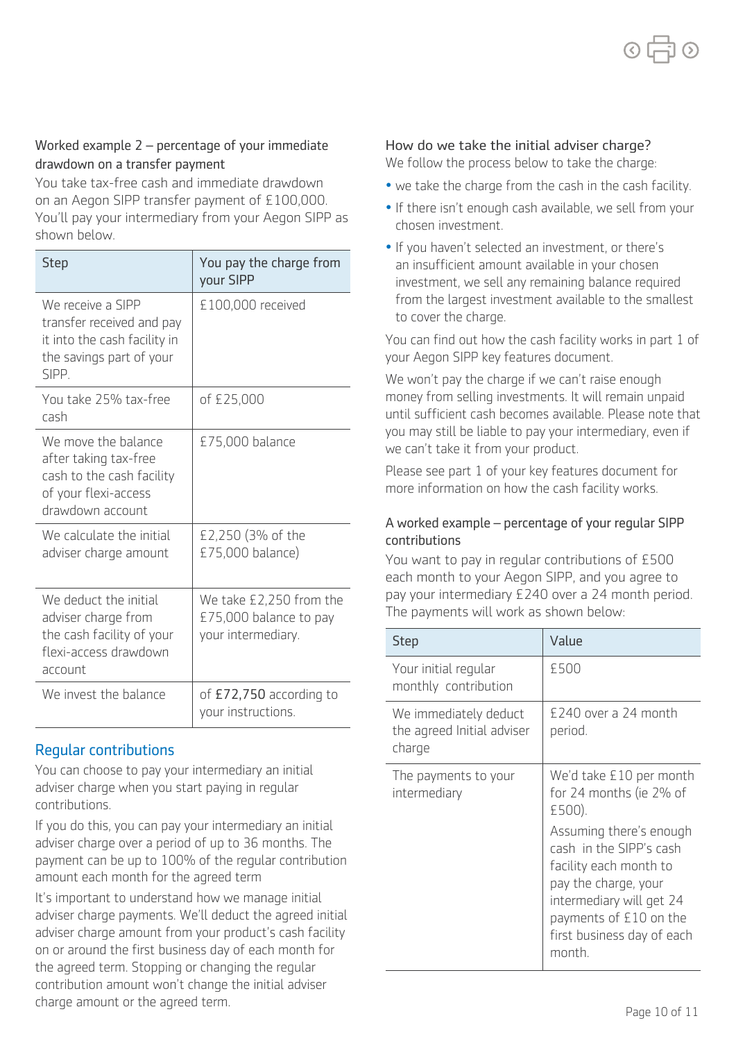### Worked example 2 – percentage of your immediate drawdown on a transfer payment

You take tax-free cash and immediate drawdown on an Aegon SIPP transfer payment of £100,000. You'll pay your intermediary from your Aegon SIPP as shown below.

| Step | You pay the charge from your SIPP |
|---|---|
| We receive a SIPP transfer received and pay it into the cash facility in the savings part of your SIPP. | £100,000 received |
| You take 25% tax-free cash | of £25,000 |
| We move the balance after taking tax-free cash to the cash facility of your flexi-access drawdown account | £75,000 balance |
| We calculate the initial adviser charge amount | £2,250 (3% of the £75,000 balance) |
| We deduct the initial adviser charge from the cash facility of your flexi-access drawdown account | We take £2,250 from the £75,000 balance to pay your intermediary. |
| We invest the balance | of **£72,750** according to your instructions. |

## Regular contributions

You can choose to pay your intermediary an initial adviser charge when you start paying in regular contributions.

If you do this, you can pay your intermediary an initial adviser charge over a period of up to 36 months. The payment can be up to 100% of the regular contribution amount each month for the agreed term

It's important to understand how we manage initial adviser charge payments. We'll deduct the agreed initial adviser charge amount from your product's cash facility on or around the first business day of each month for the agreed term. Stopping or changing the regular contribution amount won't change the initial adviser charge amount or the agreed term.

### How do we take the initial adviser charge?

We follow the process below to take the charge:

- we take the charge from the cash in the cash facility.
- If there isn't enough cash available, we sell from your chosen investment.
- If you haven't selected an investment, or there's an insufficient amount available in your chosen investment, we sell any remaining balance required from the largest investment available to the smallest to cover the charge.

You can find out how the cash facility works in part 1 of your Aegon SIPP key features document.

We won't pay the charge if we can't raise enough money from selling investments. It will remain unpaid until sufficient cash becomes available. Please note that you may still be liable to pay your intermediary, even if we can't take it from your product.

Please see part 1 of your key features document for more information on how the cash facility works.

### A worked example – percentage of your regular SIPP contributions

You want to pay in regular contributions of £500 each month to your Aegon SIPP, and you agree to pay your intermediary £240 over a 24 month period. The payments will work as shown below:

| Step | Value |
|---|---|
| Your initial regular monthly contribution | £500 |
| We immediately deduct the agreed Initial adviser charge | £240 over a 24 month period. |
| The payments to your intermediary | We'd take £10 per month for 24 months (ie 2% of £500).<br><br>Assuming there's enough cash in the SIPP's cash facility each month to pay the charge, your intermediary will get 24 payments of £10 on the first business day of each month. |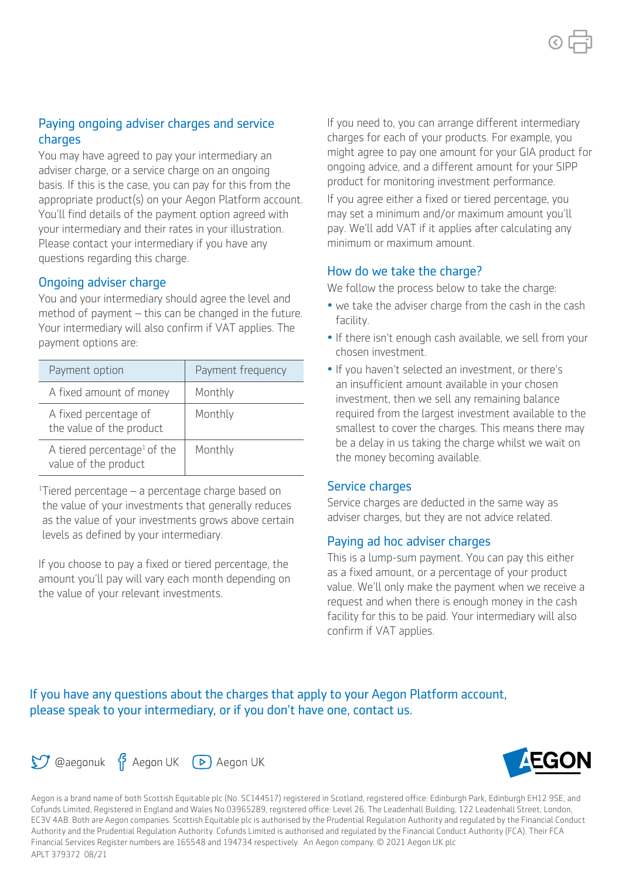## Paying ongoing adviser charges and service charges

You may have agreed to pay your intermediary an adviser charge, or a service charge on an ongoing basis. If this is the case, you can pay for this from the appropriate product(s) on your Aegon Platform account. You'll find details of the payment option agreed with your intermediary and their rates in your illustration. Please contact your intermediary if you have any questions regarding this charge.

## Ongoing adviser charge

You and your intermediary should agree the level and method of payment – this can be changed in the future. Your intermediary will also confirm if VAT applies. The payment options are:

| Payment option | Payment frequency |
|---|---|
| A fixed amount of money | Monthly |
| A fixed percentage of the value of the product | Monthly |
| A tiered percentage[1] of the value of the product | Monthly |

[1]Tiered percentage – a percentage charge based on the value of your investments that generally reduces as the value of your investments grows above certain levels as defined by your intermediary.

If you choose to pay a fixed or tiered percentage, the amount you'll pay will vary each month depending on the value of your relevant investments.

If you need to, you can arrange different intermediary charges for each of your products. For example, you might agree to pay one amount for your GIA product for ongoing advice, and a different amount for your SIPP product for monitoring investment performance.

If you agree either a fixed or tiered percentage, you may set a minimum and/or maximum amount you'll pay. We'll add VAT if it applies after calculating any minimum or maximum amount.

## How do we take the charge?

We follow the process below to take the charge:

- we take the adviser charge from the cash in the cash facility.
- If there isn't enough cash available, we sell from your chosen investment.
- If you haven't selected an investment, or there's an insufficient amount available in your chosen investment, then we sell any remaining balance required from the largest investment available to the smallest to cover the charges. This means there may be a delay in us taking the charge whilst we wait on the money becoming available.

## Service charges

Service charges are deducted in the same way as adviser charges, but they are not advice related.

## Paying ad hoc adviser charges

This is a lump-sum payment. You can pay this either as a fixed amount, or a percentage of your product value. We'll only make the payment when we receive a request and when there is enough money in the cash facility for this to be paid. Your intermediary will also confirm if VAT applies.

**If you have any questions about the charges that apply to your Aegon Platform account, please speak to your intermediary, or if you don't have one, contact us.**

@aegonuk Aegon UK Aegon UK

AEGON

Aegon is a brand name of both Scottish Equitable plc (No. SC144517) registered in Scotland, registered office: Edinburgh Park, Edinburgh EH12 9SE, and Cofunds Limited, Registered in England and Wales No.03965289, registered office: Level 26, The Leadenhall Building, 122 Leadenhall Street, London, EC3V 4AB. Both are Aegon companies. Scottish Equitable plc is authorised by the Prudential Regulation Authority and regulated by the Financial Conduct Authority and the Prudential Regulation Authority. Cofunds Limited is authorised and regulated by the Financial Conduct Authority (FCA). Their FCA Financial Services Register numbers are 165548 and 194734 respectively. An Aegon company. © 2021 Aegon UK plc

APLT 379372 08/21